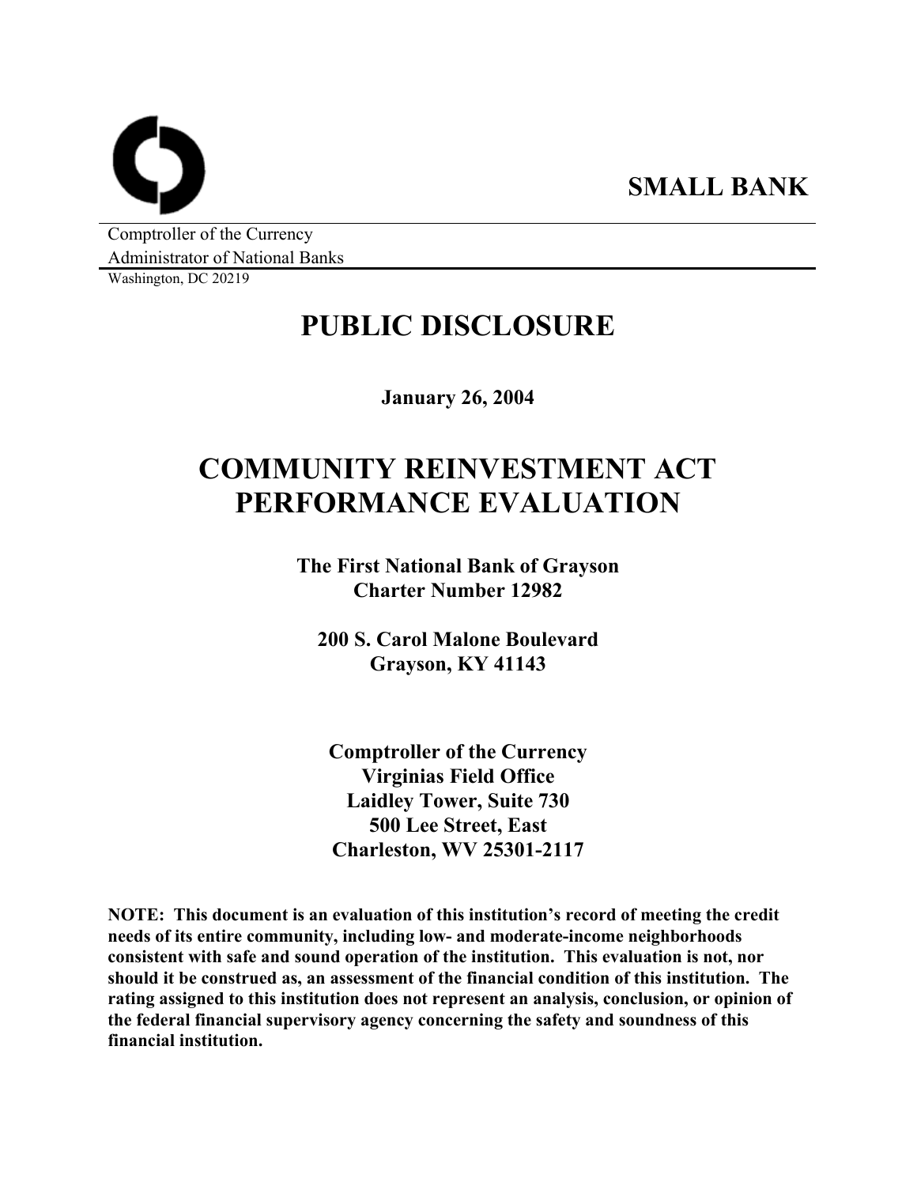**SMALL BANK**

Comptroller of the Currency
Administrator of National Banks
Washington, DC 20219

# PUBLIC DISCLOSURE

**January 26, 2004**

# COMMUNITY REINVESTMENT ACT PERFORMANCE EVALUATION

**The First National Bank of Grayson**
**Charter Number 12982**

**200 S. Carol Malone Boulevard**
**Grayson, KY 41143**

**Comptroller of the Currency**
**Virginias Field Office**
**Laidley Tower, Suite 730**
**500 Lee Street, East**
**Charleston, WV 25301-2117**

**NOTE: This document is an evaluation of this institution's record of meeting the credit needs of its entire community, including low- and moderate-income neighborhoods consistent with safe and sound operation of the institution. This evaluation is not, nor should it be construed as, an assessment of the financial condition of this institution. The rating assigned to this institution does not represent an analysis, conclusion, or opinion of the federal financial supervisory agency concerning the safety and soundness of this financial institution.**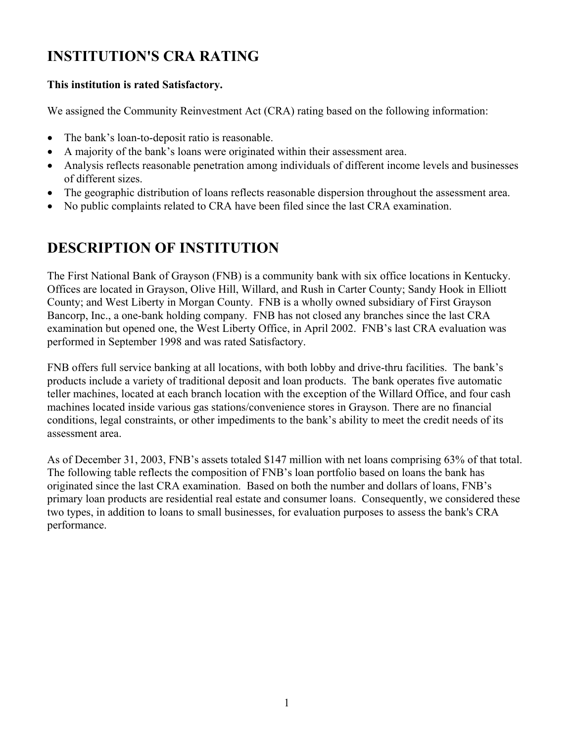# INSTITUTION'S CRA RATING

**This institution is rated Satisfactory.**

We assigned the Community Reinvestment Act (CRA) rating based on the following information:

- The bank's loan-to-deposit ratio is reasonable.
- A majority of the bank's loans were originated within their assessment area.
- Analysis reflects reasonable penetration among individuals of different income levels and businesses of different sizes.
- The geographic distribution of loans reflects reasonable dispersion throughout the assessment area.
- No public complaints related to CRA have been filed since the last CRA examination.

# DESCRIPTION OF INSTITUTION

The First National Bank of Grayson (FNB) is a community bank with six office locations in Kentucky. Offices are located in Grayson, Olive Hill, Willard, and Rush in Carter County; Sandy Hook in Elliott County; and West Liberty in Morgan County. FNB is a wholly owned subsidiary of First Grayson Bancorp, Inc., a one-bank holding company. FNB has not closed any branches since the last CRA examination but opened one, the West Liberty Office, in April 2002. FNB's last CRA evaluation was performed in September 1998 and was rated Satisfactory.

FNB offers full service banking at all locations, with both lobby and drive-thru facilities. The bank's products include a variety of traditional deposit and loan products. The bank operates five automatic teller machines, located at each branch location with the exception of the Willard Office, and four cash machines located inside various gas stations/convenience stores in Grayson. There are no financial conditions, legal constraints, or other impediments to the bank's ability to meet the credit needs of its assessment area.

As of December 31, 2003, FNB's assets totaled $147 million with net loans comprising 63% of that total. The following table reflects the composition of FNB's loan portfolio based on loans the bank has originated since the last CRA examination. Based on both the number and dollars of loans, FNB's primary loan products are residential real estate and consumer loans. Consequently, we considered these two types, in addition to loans to small businesses, for evaluation purposes to assess the bank's CRA performance.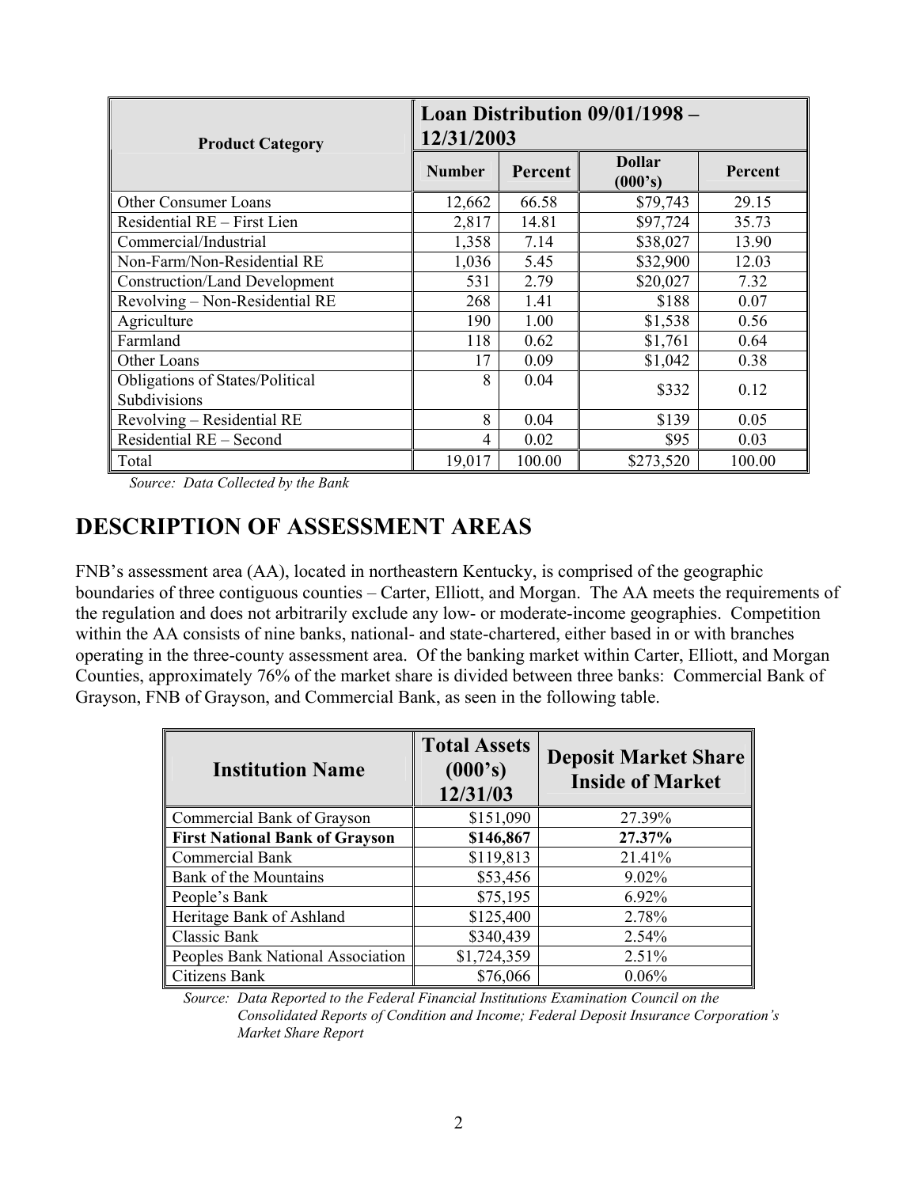| Product Category | Loan Distribution 09/01/1998 – 12/31/2003 | | | |
|---|---|---|---|---|
| | Number | Percent | Dollar (000's) | Percent |
| Other Consumer Loans | 12,662 | 66.58 | $79,743 | 29.15 |
| Residential RE – First Lien | 2,817 | 14.81 | $97,724 | 35.73 |
| Commercial/Industrial | 1,358 | 7.14 | $38,027 | 13.90 |
| Non-Farm/Non-Residential RE | 1,036 | 5.45 | $32,900 | 12.03 |
| Construction/Land Development | 531 | 2.79 | $20,027 | 7.32 |
| Revolving – Non-Residential RE | 268 | 1.41 | $188 | 0.07 |
| Agriculture | 190 | 1.00 | $1,538 | 0.56 |
| Farmland | 118 | 0.62 | $1,761 | 0.64 |
| Other Loans | 17 | 0.09 | $1,042 | 0.38 |
| Obligations of States/Political Subdivisions | 8 | 0.04 | $332 | 0.12 |
| Revolving – Residential RE | 8 | 0.04 | $139 | 0.05 |
| Residential RE – Second | 4 | 0.02 | $95 | 0.03 |
| Total | 19,017 | 100.00 | $273,520 | 100.00 |

*Source: Data Collected by the Bank*

# DESCRIPTION OF ASSESSMENT AREAS

FNB's assessment area (AA), located in northeastern Kentucky, is comprised of the geographic boundaries of three contiguous counties – Carter, Elliott, and Morgan. The AA meets the requirements of the regulation and does not arbitrarily exclude any low- or moderate-income geographies. Competition within the AA consists of nine banks, national- and state-chartered, either based in or with branches operating in the three-county assessment area. Of the banking market within Carter, Elliott, and Morgan Counties, approximately 76% of the market share is divided between three banks: Commercial Bank of Grayson, FNB of Grayson, and Commercial Bank, as seen in the following table.

| Institution Name | Total Assets (000's) 12/31/03 | Deposit Market Share Inside of Market |
|---|---|---|
| Commercial Bank of Grayson | $151,090 | 27.39% |
| **First National Bank of Grayson** | **$146,867** | **27.37%** |
| Commercial Bank | $119,813 | 21.41% |
| Bank of the Mountains | $53,456 | 9.02% |
| People's Bank | $75,195 | 6.92% |
| Heritage Bank of Ashland | $125,400 | 2.78% |
| Classic Bank | $340,439 | 2.54% |
| Peoples Bank National Association | $1,724,359 | 2.51% |
| Citizens Bank | $76,066 | 0.06% |

*Source: Data Reported to the Federal Financial Institutions Examination Council on the Consolidated Reports of Condition and Income; Federal Deposit Insurance Corporation's Market Share Report*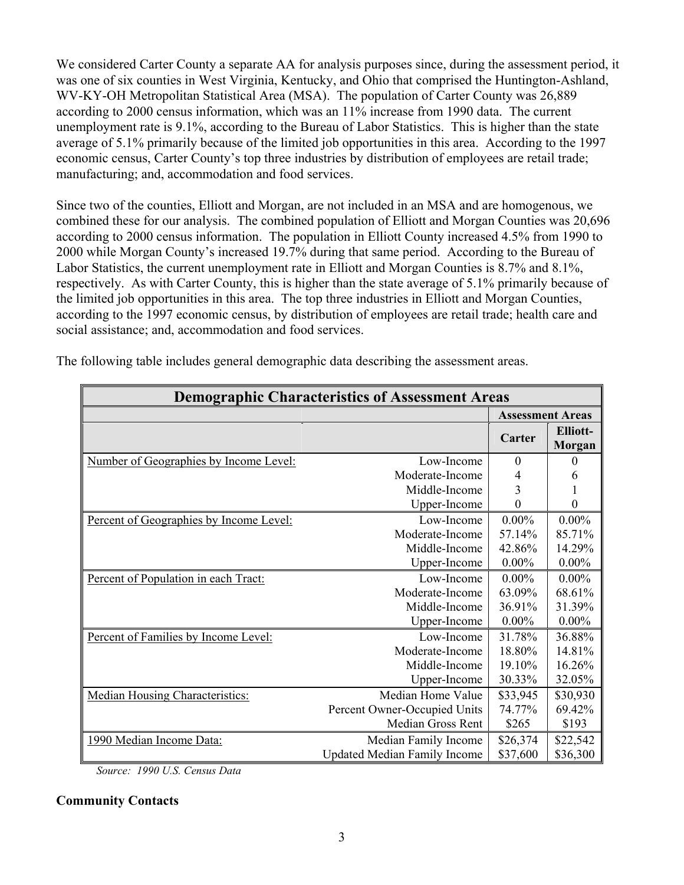We considered Carter County a separate AA for analysis purposes since, during the assessment period, it was one of six counties in West Virginia, Kentucky, and Ohio that comprised the Huntington-Ashland, WV-KY-OH Metropolitan Statistical Area (MSA). The population of Carter County was 26,889 according to 2000 census information, which was an 11% increase from 1990 data. The current unemployment rate is 9.1%, according to the Bureau of Labor Statistics. This is higher than the state average of 5.1% primarily because of the limited job opportunities in this area. According to the 1997 economic census, Carter County's top three industries by distribution of employees are retail trade; manufacturing; and, accommodation and food services.

Since two of the counties, Elliott and Morgan, are not included in an MSA and are homogenous, we combined these for our analysis. The combined population of Elliott and Morgan Counties was 20,696 according to 2000 census information. The population in Elliott County increased 4.5% from 1990 to 2000 while Morgan County's increased 19.7% during that same period. According to the Bureau of Labor Statistics, the current unemployment rate in Elliott and Morgan Counties is 8.7% and 8.1%, respectively. As with Carter County, this is higher than the state average of 5.1% primarily because of the limited job opportunities in this area. The top three industries in Elliott and Morgan Counties, according to the 1997 economic census, by distribution of employees are retail trade; health care and social assistance; and, accommodation and food services.

The following table includes general demographic data describing the assessment areas.

| Demographic Characteristics of Assessment Areas | | | |
|---|---|---|---|
| | | Assessment Areas | |
| | | Carter | Elliott-Morgan |
| Number of Geographies by Income Level: | Low-Income | 0 | 0 |
| | Moderate-Income | 4 | 6 |
| | Middle-Income | 3 | 1 |
| | Upper-Income | 0 | 0 |
| Percent of Geographies by Income Level: | Low-Income | 0.00% | 0.00% |
| | Moderate-Income | 57.14% | 85.71% |
| | Middle-Income | 42.86% | 14.29% |
| | Upper-Income | 0.00% | 0.00% |
| Percent of Population in each Tract: | Low-Income | 0.00% | 0.00% |
| | Moderate-Income | 63.09% | 68.61% |
| | Middle-Income | 36.91% | 31.39% |
| | Upper-Income | 0.00% | 0.00% |
| Percent of Families by Income Level: | Low-Income | 31.78% | 36.88% |
| | Moderate-Income | 18.80% | 14.81% |
| | Middle-Income | 19.10% | 16.26% |
| | Upper-Income | 30.33% | 32.05% |
| Median Housing Characteristics: | Median Home Value | $33,945 | $30,930 |
| | Percent Owner-Occupied Units | 74.77% | 69.42% |
| | Median Gross Rent | $265 | $193 |
| 1990 Median Income Data: | Median Family Income | $26,374 | $22,542 |
| | Updated Median Family Income | $37,600 | $36,300 |

*Source: 1990 U.S. Census Data*

**Community Contacts**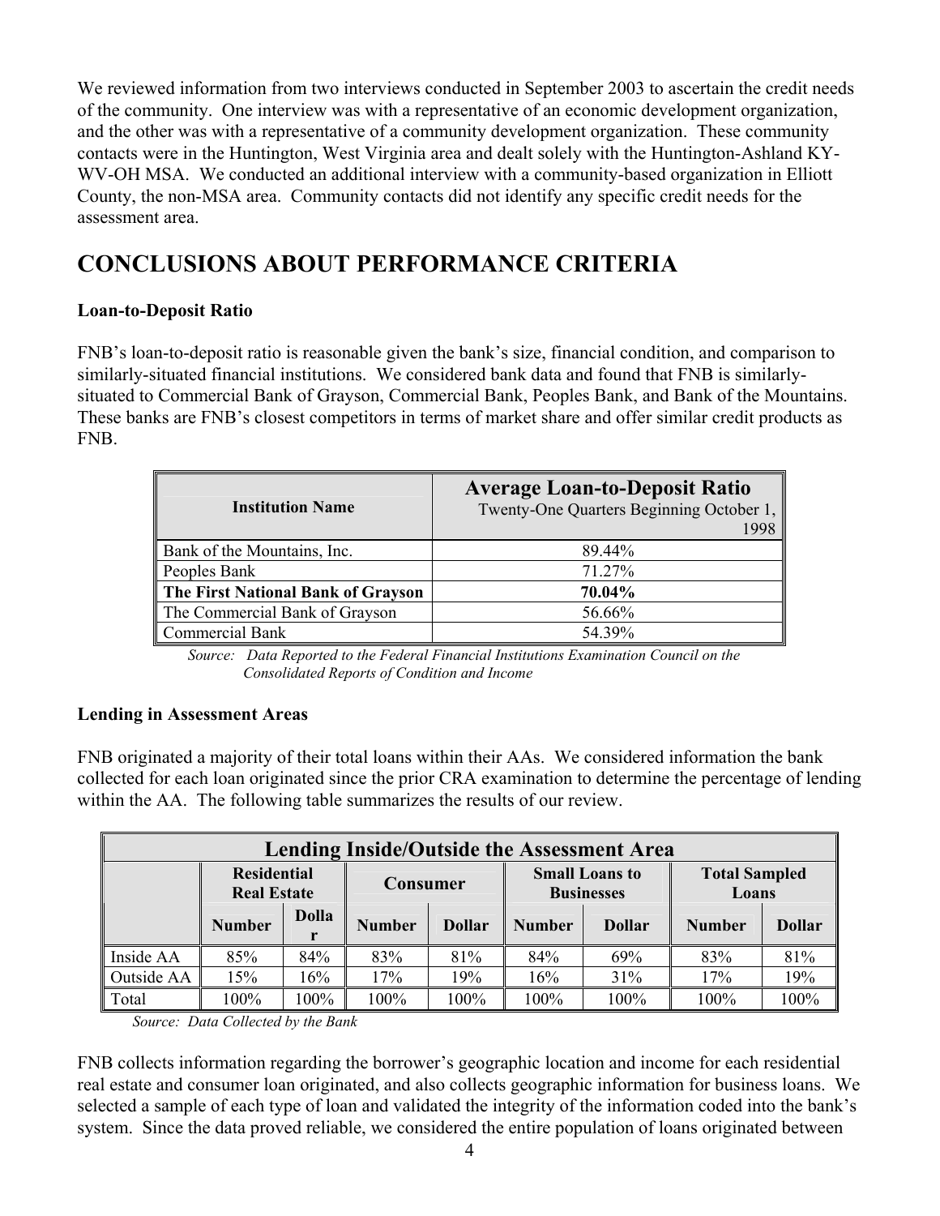We reviewed information from two interviews conducted in September 2003 to ascertain the credit needs of the community. One interview was with a representative of an economic development organization, and the other was with a representative of a community development organization. These community contacts were in the Huntington, West Virginia area and dealt solely with the Huntington-Ashland KY-WV-OH MSA. We conducted an additional interview with a community-based organization in Elliott County, the non-MSA area. Community contacts did not identify any specific credit needs for the assessment area.

# CONCLUSIONS ABOUT PERFORMANCE CRITERIA

**Loan-to-Deposit Ratio**

FNB's loan-to-deposit ratio is reasonable given the bank's size, financial condition, and comparison to similarly-situated financial institutions. We considered bank data and found that FNB is similarly-situated to Commercial Bank of Grayson, Commercial Bank, Peoples Bank, and Bank of the Mountains. These banks are FNB's closest competitors in terms of market share and offer similar credit products as FNB.

| Institution Name | Average Loan-to-Deposit Ratio<br>Twenty-One Quarters Beginning October 1, 1998 |
|---|---|
| Bank of the Mountains, Inc. | 89.44% |
| Peoples Bank | 71.27% |
| **The First National Bank of Grayson** | **70.04%** |
| The Commercial Bank of Grayson | 56.66% |
| Commercial Bank | 54.39% |

*Source: Data Reported to the Federal Financial Institutions Examination Council on the Consolidated Reports of Condition and Income*

**Lending in Assessment Areas**

FNB originated a majority of their total loans within their AAs. We considered information the bank collected for each loan originated since the prior CRA examination to determine the percentage of lending within the AA. The following table summarizes the results of our review.

| Lending Inside/Outside the Assessment Area | | | | | | | | |
|---|---|---|---|---|---|---|---|---|
| | Residential Real Estate | | Consumer | | Small Loans to Businesses | | Total Sampled Loans | |
| | Number | Dollar | Number | Dollar | Number | Dollar | Number | Dollar |
| Inside AA | 85% | 84% | 83% | 81% | 84% | 69% | 83% | 81% |
| Outside AA | 15% | 16% | 17% | 19% | 16% | 31% | 17% | 19% |
| Total | 100% | 100% | 100% | 100% | 100% | 100% | 100% | 100% |

*Source: Data Collected by the Bank*

FNB collects information regarding the borrower's geographic location and income for each residential real estate and consumer loan originated, and also collects geographic information for business loans. We selected a sample of each type of loan and validated the integrity of the information coded into the bank's system. Since the data proved reliable, we considered the entire population of loans originated between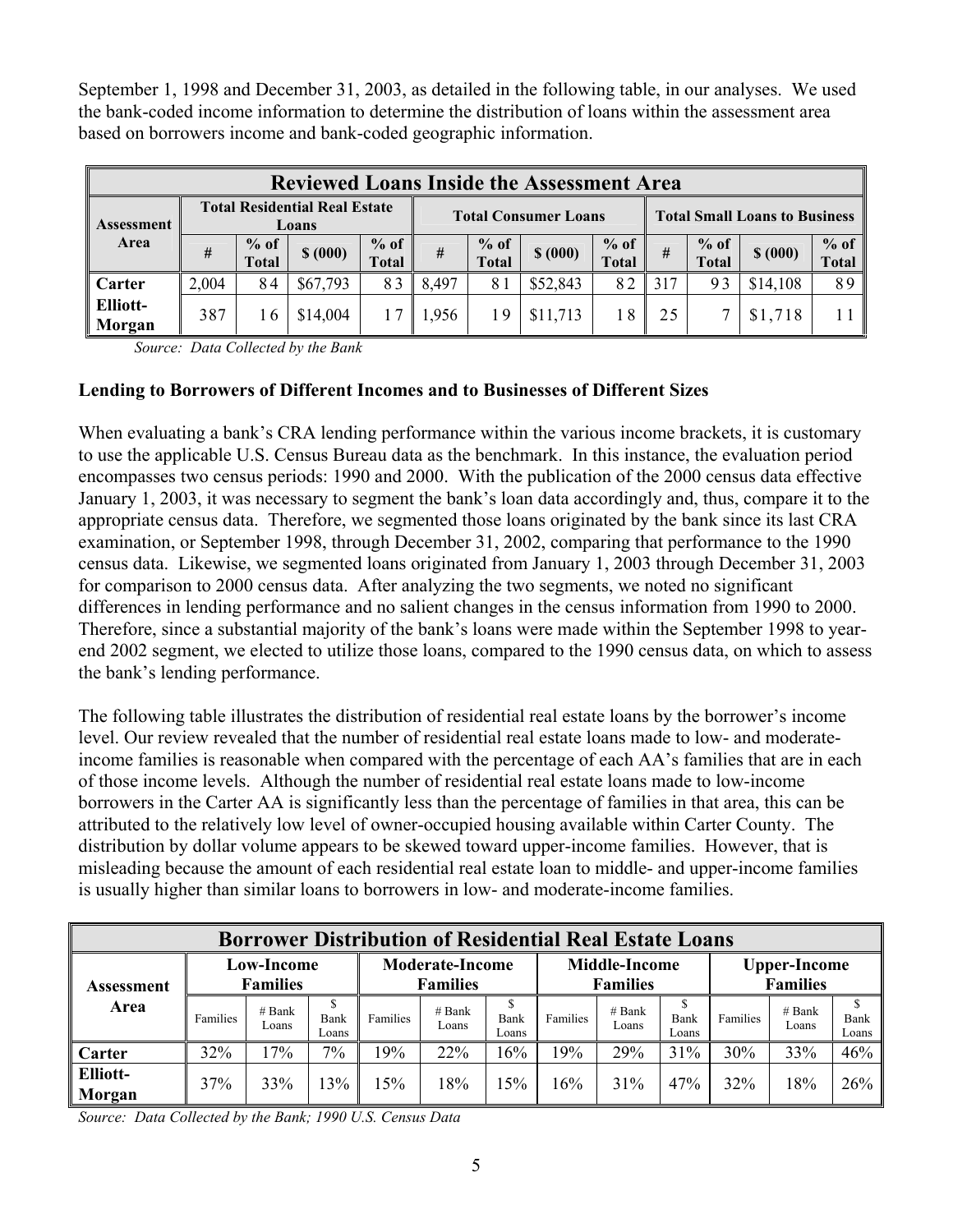September 1, 1998 and December 31, 2003, as detailed in the following table, in our analyses. We used the bank-coded income information to determine the distribution of loans within the assessment area based on borrowers income and bank-coded geographic information.

| Reviewed Loans Inside the Assessment Area | | | | | | | | | | | | |
|---|---|---|---|---|---|---|---|---|---|---|---|---|
| Assessment Area | Total Residential Real Estate Loans | | | | Total Consumer Loans | | | | Total Small Loans to Business | | | |
| | # | % of Total | $ (000) | % of Total | # | % of Total | $ (000) | % of Total | # | % of Total | $ (000) | % of Total |
| Carter | 2,004 | 84 | $67,793 | 83 | 8,497 | 81 | $52,843 | 82 | 317 | 93 | $14,108 | 89 |
| Elliott-Morgan | 387 | 16 | $14,004 | 17 | 1,956 | 19 | $11,713 | 18 | 25 | 7 | $1,718 | 11 |

*Source: Data Collected by the Bank*

**Lending to Borrowers of Different Incomes and to Businesses of Different Sizes**

When evaluating a bank's CRA lending performance within the various income brackets, it is customary to use the applicable U.S. Census Bureau data as the benchmark. In this instance, the evaluation period encompasses two census periods: 1990 and 2000. With the publication of the 2000 census data effective January 1, 2003, it was necessary to segment the bank's loan data accordingly and, thus, compare it to the appropriate census data. Therefore, we segmented those loans originated by the bank since its last CRA examination, or September 1998, through December 31, 2002, comparing that performance to the 1990 census data. Likewise, we segmented loans originated from January 1, 2003 through December 31, 2003 for comparison to 2000 census data. After analyzing the two segments, we noted no significant differences in lending performance and no salient changes in the census information from 1990 to 2000. Therefore, since a substantial majority of the bank's loans were made within the September 1998 to year-end 2002 segment, we elected to utilize those loans, compared to the 1990 census data, on which to assess the bank's lending performance.

The following table illustrates the distribution of residential real estate loans by the borrower's income level. Our review revealed that the number of residential real estate loans made to low- and moderate-income families is reasonable when compared with the percentage of each AA's families that are in each of those income levels. Although the number of residential real estate loans made to low-income borrowers in the Carter AA is significantly less than the percentage of families in that area, this can be attributed to the relatively low level of owner-occupied housing available within Carter County. The distribution by dollar volume appears to be skewed toward upper-income families. However, that is misleading because the amount of each residential real estate loan to middle- and upper-income families is usually higher than similar loans to borrowers in low- and moderate-income families.

| Borrower Distribution of Residential Real Estate Loans | | | | | | | | | | | | |
|---|---|---|---|---|---|---|---|---|---|---|---|---|
| Assessment Area | Low-Income Families | | | Moderate-Income Families | | | Middle-Income Families | | | Upper-Income Families | | |
| | Families | # Bank Loans | $ Bank Loans | Families | # Bank Loans | $ Bank Loans | Families | # Bank Loans | $ Bank Loans | Families | # Bank Loans | $ Bank Loans |
| Carter | 32% | 17% | 7% | 19% | 22% | 16% | 19% | 29% | 31% | 30% | 33% | 46% |
| Elliott-Morgan | 37% | 33% | 13% | 15% | 18% | 15% | 16% | 31% | 47% | 32% | 18% | 26% |

*Source: Data Collected by the Bank; 1990 U.S. Census Data*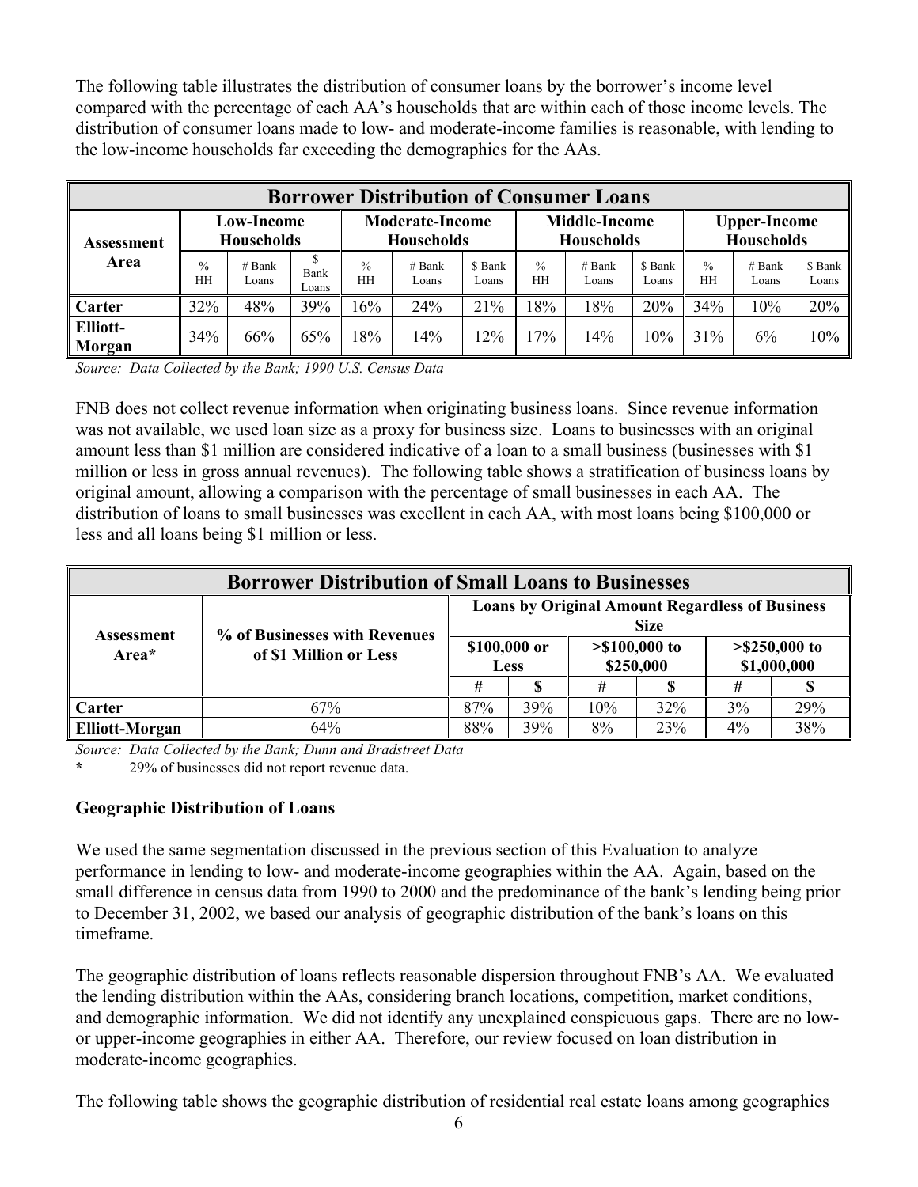The following table illustrates the distribution of consumer loans by the borrower's income level compared with the percentage of each AA's households that are within each of those income levels. The distribution of consumer loans made to low- and moderate-income families is reasonable, with lending to the low-income households far exceeding the demographics for the AAs.

| Borrower Distribution of Consumer Loans | | | | | | | | | | | | |
|---|---|---|---|---|---|---|---|---|---|---|---|---|
| Assessment Area | Low-Income Households | | | Moderate-Income Households | | | Middle-Income Households | | | Upper-Income Households | | |
| | % HH | # Bank Loans | $ Bank Loans | % HH | # Bank Loans | $ Bank Loans | % HH | # Bank Loans | $ Bank Loans | % HH | # Bank Loans | $ Bank Loans |
| **Carter** | 32% | 48% | 39% | 16% | 24% | 21% | 18% | 18% | 20% | 34% | 10% | 20% |
| **Elliott-Morgan** | 34% | 66% | 65% | 18% | 14% | 12% | 17% | 14% | 10% | 31% | 6% | 10% |

*Source: Data Collected by the Bank; 1990 U.S. Census Data*

FNB does not collect revenue information when originating business loans. Since revenue information was not available, we used loan size as a proxy for business size. Loans to businesses with an original amount less than $1 million are considered indicative of a loan to a small business (businesses with $1 million or less in gross annual revenues). The following table shows a stratification of business loans by original amount, allowing a comparison with the percentage of small businesses in each AA. The distribution of loans to small businesses was excellent in each AA, with most loans being $100,000 or less and all loans being $1 million or less.

| Borrower Distribution of Small Loans to Businesses | | | | | | | |
|---|---|---|---|---|---|---|---|
| Assessment Area* | % of Businesses with Revenues of $1 Million or Less | Loans by Original Amount Regardless of Business Size | | | | | |
| | | $100,000 or Less | | >$100,000 to $250,000 | | >$250,000 to $1,000,000 | |
| | | # | $ | # | $ | # | $ |
| **Carter** | 67% | 87% | 39% | 10% | 32% | 3% | 29% |
| **Elliott-Morgan** | 64% | 88% | 39% | 8% | 23% | 4% | 38% |

*Source: Data Collected by the Bank; Dunn and Bradstreet Data*

* 29% of businesses did not report revenue data.

### Geographic Distribution of Loans

We used the same segmentation discussed in the previous section of this Evaluation to analyze performance in lending to low- and moderate-income geographies within the AA. Again, based on the small difference in census data from 1990 to 2000 and the predominance of the bank's lending being prior to December 31, 2002, we based our analysis of geographic distribution of the bank's loans on this timeframe.

The geographic distribution of loans reflects reasonable dispersion throughout FNB's AA. We evaluated the lending distribution within the AAs, considering branch locations, competition, market conditions, and demographic information. We did not identify any unexplained conspicuous gaps. There are no low- or upper-income geographies in either AA. Therefore, our review focused on loan distribution in moderate-income geographies.

The following table shows the geographic distribution of residential real estate loans among geographies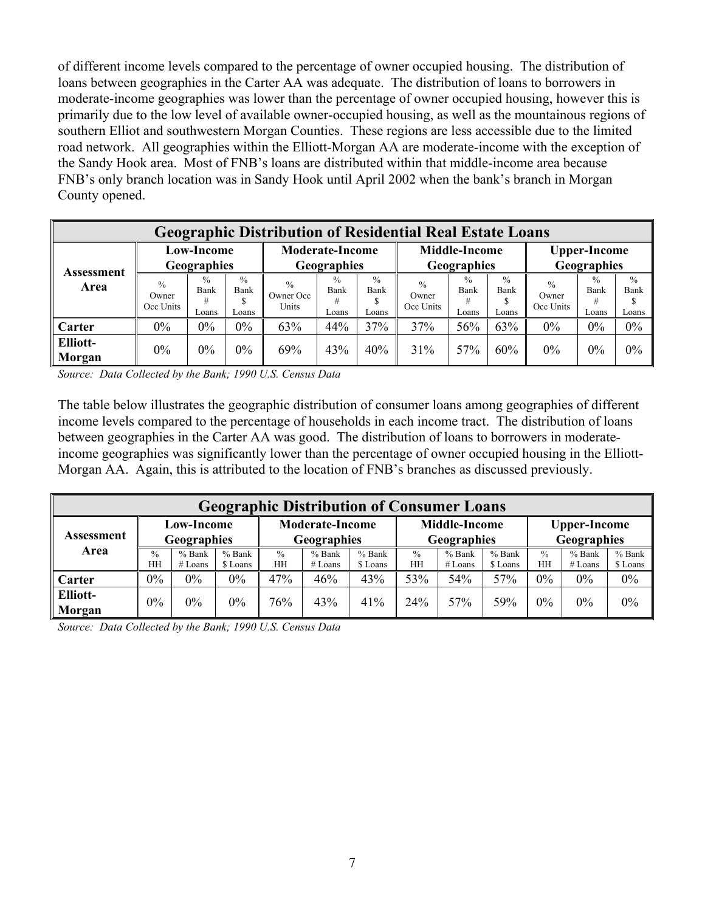of different income levels compared to the percentage of owner occupied housing. The distribution of loans between geographies in the Carter AA was adequate. The distribution of loans to borrowers in moderate-income geographies was lower than the percentage of owner occupied housing, however this is primarily due to the low level of available owner-occupied housing, as well as the mountainous regions of southern Elliot and southwestern Morgan Counties. These regions are less accessible due to the limited road network. All geographies within the Elliott-Morgan AA are moderate-income with the exception of the Sandy Hook area. Most of FNB's loans are distributed within that middle-income area because FNB's only branch location was in Sandy Hook until April 2002 when the bank's branch in Morgan County opened.

| Geographic Distribution of Residential Real Estate Loans | | | | | | | | | | | | |
|---|---|---|---|---|---|---|---|---|---|---|---|---|
| Assessment Area | Low-Income Geographies | | | Moderate-Income Geographies | | | Middle-Income Geographies | | | Upper-Income Geographies | | |
| | % Owner Occ Units | % Bank # Loans | % Bank $ Loans | % Owner Occ Units | % Bank # Loans | % Bank $ Loans | % Owner Occ Units | % Bank # Loans | % Bank $ Loans | % Owner Occ Units | % Bank # Loans | % Bank $ Loans |
| **Carter** | 0% | 0% | 0% | 63% | 44% | 37% | 37% | 56% | 63% | 0% | 0% | 0% |
| **Elliott-Morgan** | 0% | 0% | 0% | 69% | 43% | 40% | 31% | 57% | 60% | 0% | 0% | 0% |

*Source: Data Collected by the Bank; 1990 U.S. Census Data*

The table below illustrates the geographic distribution of consumer loans among geographies of different income levels compared to the percentage of households in each income tract. The distribution of loans between geographies in the Carter AA was good. The distribution of loans to borrowers in moderate-income geographies was significantly lower than the percentage of owner occupied housing in the Elliott-Morgan AA. Again, this is attributed to the location of FNB's branches as discussed previously.

| Geographic Distribution of Consumer Loans | | | | | | | | | | | | |
|---|---|---|---|---|---|---|---|---|---|---|---|---|
| Assessment Area | Low-Income Geographies | | | Moderate-Income Geographies | | | Middle-Income Geographies | | | Upper-Income Geographies | | |
| | % HH | % Bank # Loans | % Bank $ Loans | % HH | % Bank # Loans | % Bank $ Loans | % HH | % Bank # Loans | % Bank $ Loans | % HH | % Bank # Loans | % Bank $ Loans |
| **Carter** | 0% | 0% | 0% | 47% | 46% | 43% | 53% | 54% | 57% | 0% | 0% | 0% |
| **Elliott-Morgan** | 0% | 0% | 0% | 76% | 43% | 41% | 24% | 57% | 59% | 0% | 0% | 0% |

*Source: Data Collected by the Bank; 1990 U.S. Census Data*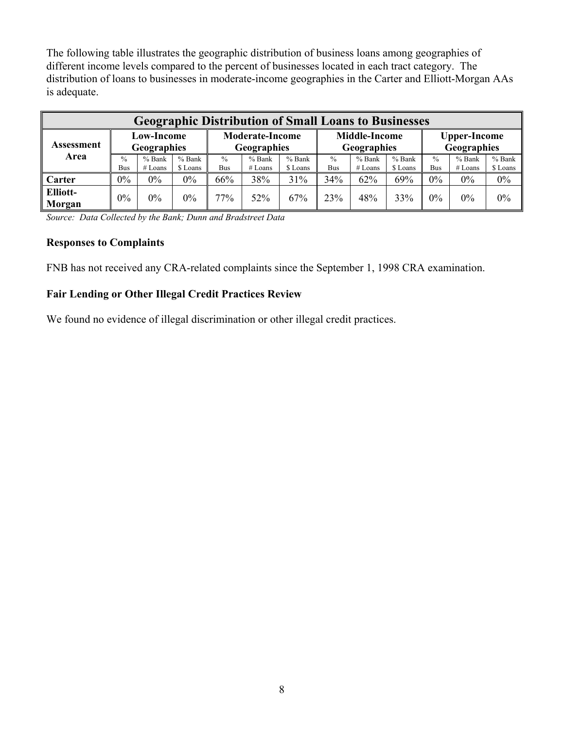The following table illustrates the geographic distribution of business loans among geographies of different income levels compared to the percent of businesses located in each tract category. The distribution of loans to businesses in moderate-income geographies in the Carter and Elliott-Morgan AAs is adequate.

| Geographic Distribution of Small Loans to Businesses | | | | | | | | | | | | |
|---|---|---|---|---|---|---|---|---|---|---|---|---|
| Assessment Area | Low-Income Geographies | | | Moderate-Income Geographies | | | Middle-Income Geographies | | | Upper-Income Geographies | | |
| | % Bus | % Bank # Loans | % Bank $ Loans | % Bus | % Bank # Loans | % Bank $ Loans | % Bus | % Bank # Loans | % Bank $ Loans | % Bus | % Bank # Loans | % Bank $ Loans |
| **Carter** | 0% | 0% | 0% | 66% | 38% | 31% | 34% | 62% | 69% | 0% | 0% | 0% |
| **Elliott-Morgan** | 0% | 0% | 0% | 77% | 52% | 67% | 23% | 48% | 33% | 0% | 0% | 0% |

*Source: Data Collected by the Bank; Dunn and Bradstreet Data*

**Responses to Complaints**

FNB has not received any CRA-related complaints since the September 1, 1998 CRA examination.

**Fair Lending or Other Illegal Credit Practices Review**

We found no evidence of illegal discrimination or other illegal credit practices.